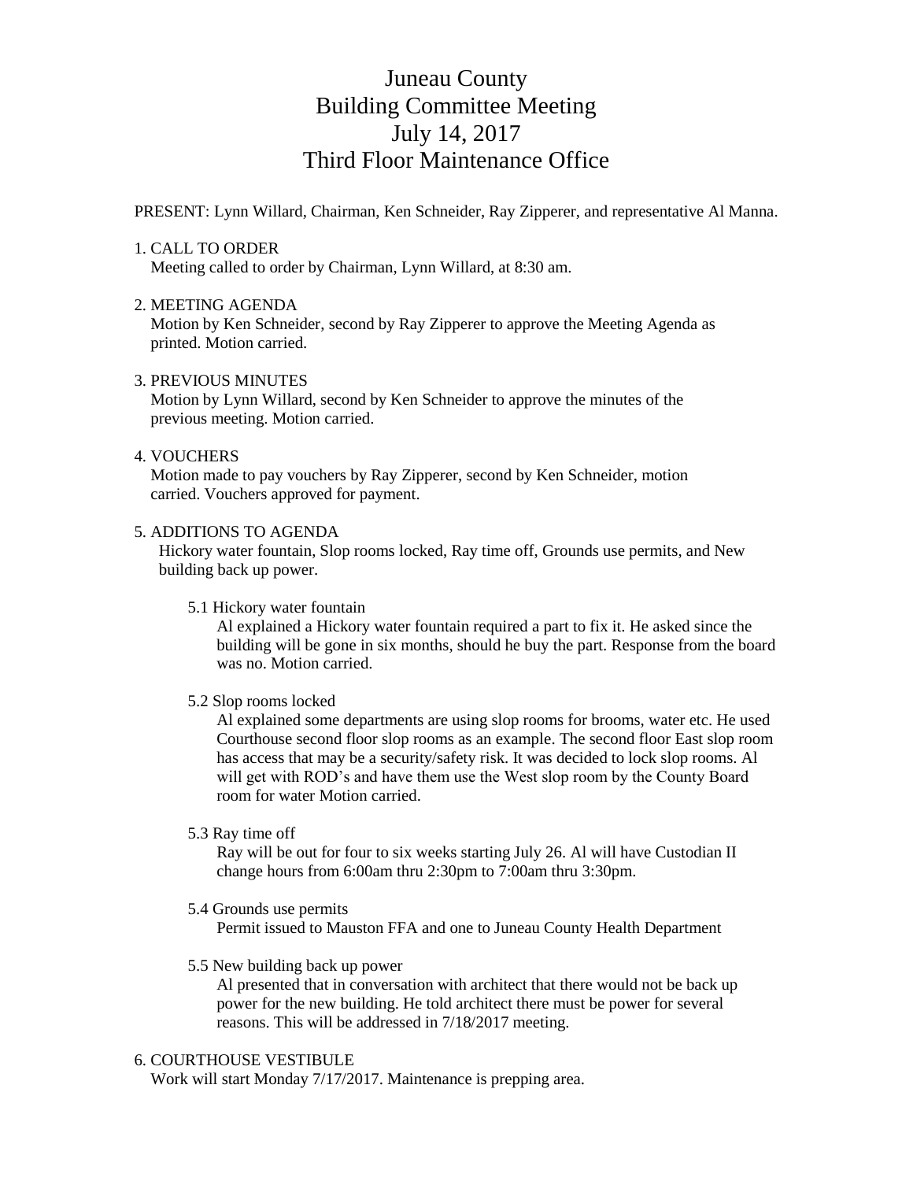# Juneau County
# Building Committee Meeting
# July 14, 2017
# Third Floor Maintenance Office

PRESENT: Lynn Willard, Chairman, Ken Schneider, Ray Zipperer, and representative Al Manna.

1. CALL TO ORDER
   Meeting called to order by Chairman, Lynn Willard, at 8:30 am.

2. MEETING AGENDA
   Motion by Ken Schneider, second by Ray Zipperer to approve the Meeting Agenda as printed. Motion carried.

3. PREVIOUS MINUTES
   Motion by Lynn Willard, second by Ken Schneider to approve the minutes of the previous meeting. Motion carried.

4. VOUCHERS
   Motion made to pay vouchers by Ray Zipperer, second by Ken Schneider, motion carried. Vouchers approved for payment.

5. ADDITIONS TO AGENDA
   Hickory water fountain, Slop rooms locked, Ray time off, Grounds use permits, and New building back up power.

   5.1 Hickory water fountain
   Al explained a Hickory water fountain required a part to fix it. He asked since the building will be gone in six months, should he buy the part. Response from the board was no. Motion carried.

   5.2 Slop rooms locked
   Al explained some departments are using slop rooms for brooms, water etc. He used Courthouse second floor slop rooms as an example. The second floor East slop room has access that may be a security/safety risk. It was decided to lock slop rooms. Al will get with ROD's and have them use the West slop room by the County Board room for water Motion carried.

   5.3 Ray time off
   Ray will be out for four to six weeks starting July 26. Al will have Custodian II change hours from 6:00am thru 2:30pm to 7:00am thru 3:30pm.

   5.4 Grounds use permits
   Permit issued to Mauston FFA and one to Juneau County Health Department

   5.5 New building back up power
   Al presented that in conversation with architect that there would not be back up power for the new building. He told architect there must be power for several reasons. This will be addressed in 7/18/2017 meeting.

6. COURTHOUSE VESTIBULE
   Work will start Monday 7/17/2017. Maintenance is prepping area.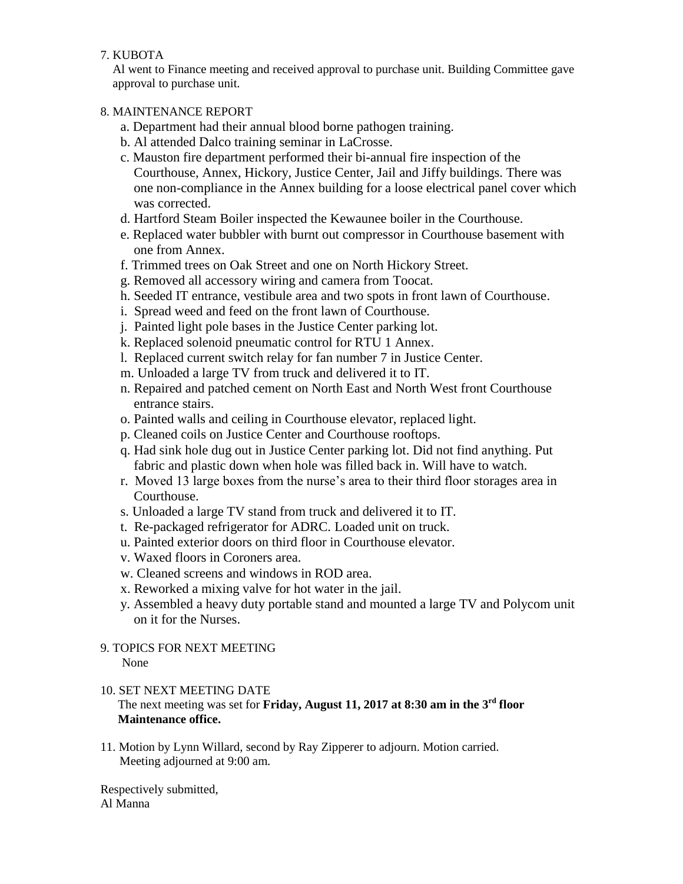7. KUBOTA

Al went to Finance meeting and received approval to purchase unit. Building Committee gave approval to purchase unit.

8. MAINTENANCE REPORT

a. Department had their annual blood borne pathogen training.
b. Al attended Dalco training seminar in LaCrosse.
c. Mauston fire department performed their bi-annual fire inspection of the Courthouse, Annex, Hickory, Justice Center, Jail and Jiffy buildings. There was one non-compliance in the Annex building for a loose electrical panel cover which was corrected.
d. Hartford Steam Boiler inspected the Kewaunee boiler in the Courthouse.
e. Replaced water bubbler with burnt out compressor in Courthouse basement with one from Annex.
f. Trimmed trees on Oak Street and one on North Hickory Street.
g. Removed all accessory wiring and camera from Toocat.
h. Seeded IT entrance, vestibule area and two spots in front lawn of Courthouse.
i. Spread weed and feed on the front lawn of Courthouse.
j. Painted light pole bases in the Justice Center parking lot.
k. Replaced solenoid pneumatic control for RTU 1 Annex.
l. Replaced current switch relay for fan number 7 in Justice Center.
m. Unloaded a large TV from truck and delivered it to IT.
n. Repaired and patched cement on North East and North West front Courthouse entrance stairs.
o. Painted walls and ceiling in Courthouse elevator, replaced light.
p. Cleaned coils on Justice Center and Courthouse rooftops.
q. Had sink hole dug out in Justice Center parking lot. Did not find anything. Put fabric and plastic down when hole was filled back in. Will have to watch.
r. Moved 13 large boxes from the nurse's area to their third floor storages area in Courthouse.
s. Unloaded a large TV stand from truck and delivered it to IT.
t. Re-packaged refrigerator for ADRC. Loaded unit on truck.
u. Painted exterior doors on third floor in Courthouse elevator.
v. Waxed floors in Coroners area.
w. Cleaned screens and windows in ROD area.
x. Reworked a mixing valve for hot water in the jail.
y. Assembled a heavy duty portable stand and mounted a large TV and Polycom unit on it for the Nurses.

9. TOPICS FOR NEXT MEETING

None

10. SET NEXT MEETING DATE

The next meeting was set for **Friday, August 11, 2017 at 8:30 am in the 3rd floor Maintenance office.**

11. Motion by Lynn Willard, second by Ray Zipperer to adjourn. Motion carried. Meeting adjourned at 9:00 am.

Respectively submitted,
Al Manna